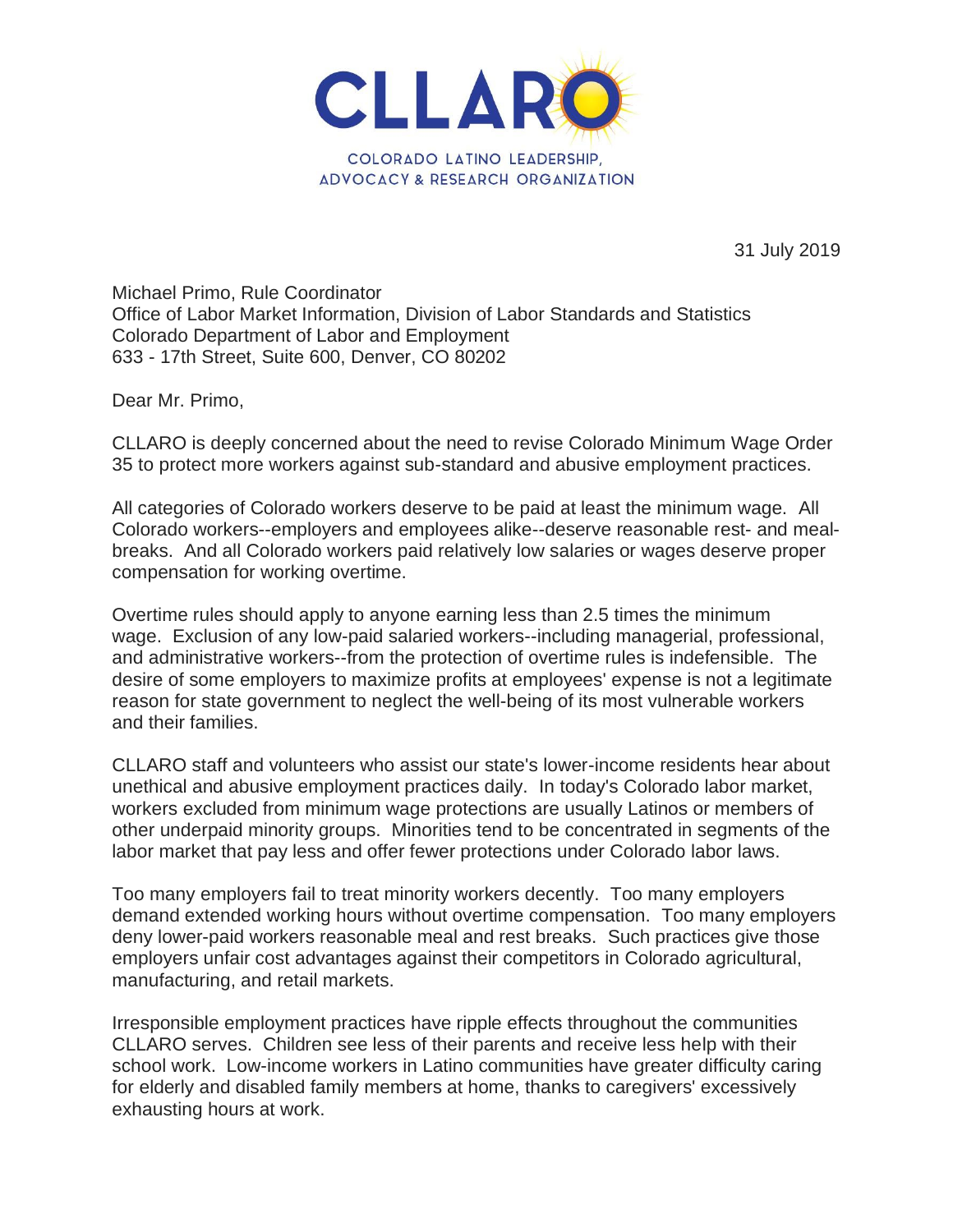CLLARO

COLORADO LATINO LEADERSHIP, ADVOCACY & RESEARCH ORGANIZATION

31 July 2019

Michael Primo, Rule Coordinator
Office of Labor Market Information, Division of Labor Standards and Statistics
Colorado Department of Labor and Employment
633 - 17th Street, Suite 600, Denver, CO 80202

Dear Mr. Primo,

CLLARO is deeply concerned about the need to revise Colorado Minimum Wage Order 35 to protect more workers against sub-standard and abusive employment practices.

All categories of Colorado workers deserve to be paid at least the minimum wage. All Colorado workers--employers and employees alike--deserve reasonable rest- and meal-breaks. And all Colorado workers paid relatively low salaries or wages deserve proper compensation for working overtime.

Overtime rules should apply to anyone earning less than 2.5 times the minimum wage. Exclusion of any low-paid salaried workers--including managerial, professional, and administrative workers--from the protection of overtime rules is indefensible. The desire of some employers to maximize profits at employees' expense is not a legitimate reason for state government to neglect the well-being of its most vulnerable workers and their families.

CLLARO staff and volunteers who assist our state's lower-income residents hear about unethical and abusive employment practices daily. In today's Colorado labor market, workers excluded from minimum wage protections are usually Latinos or members of other underpaid minority groups. Minorities tend to be concentrated in segments of the labor market that pay less and offer fewer protections under Colorado labor laws.

Too many employers fail to treat minority workers decently. Too many employers demand extended working hours without overtime compensation. Too many employers deny lower-paid workers reasonable meal and rest breaks. Such practices give those employers unfair cost advantages against their competitors in Colorado agricultural, manufacturing, and retail markets.

Irresponsible employment practices have ripple effects throughout the communities CLLARO serves. Children see less of their parents and receive less help with their school work. Low-income workers in Latino communities have greater difficulty caring for elderly and disabled family members at home, thanks to caregivers' excessively exhausting hours at work.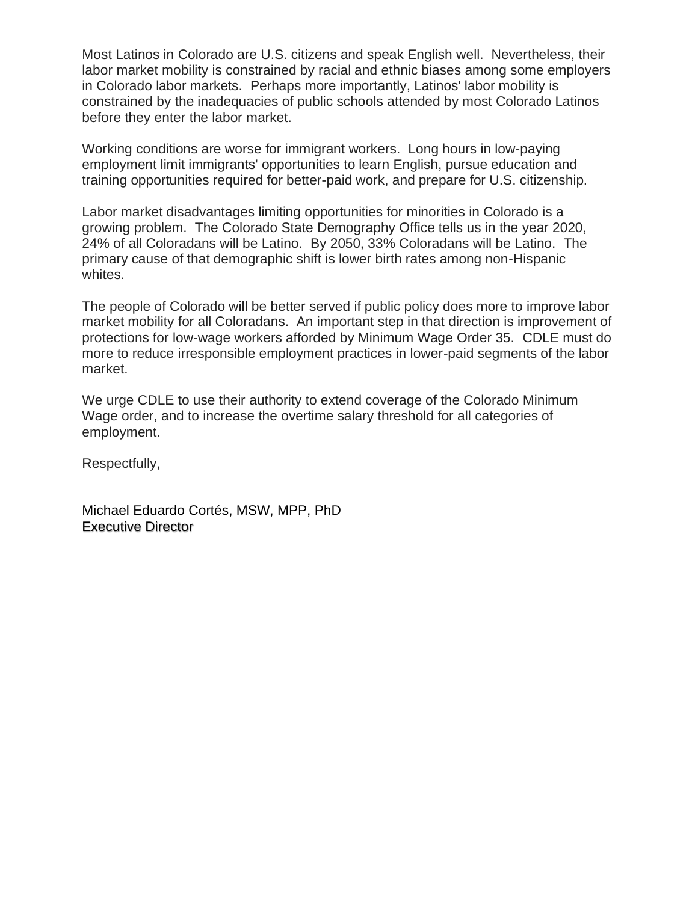Most Latinos in Colorado are U.S. citizens and speak English well. Nevertheless, their labor market mobility is constrained by racial and ethnic biases among some employers in Colorado labor markets. Perhaps more importantly, Latinos' labor mobility is constrained by the inadequacies of public schools attended by most Colorado Latinos before they enter the labor market.

Working conditions are worse for immigrant workers. Long hours in low-paying employment limit immigrants' opportunities to learn English, pursue education and training opportunities required for better-paid work, and prepare for U.S. citizenship.

Labor market disadvantages limiting opportunities for minorities in Colorado is a growing problem. The Colorado State Demography Office tells us in the year 2020, 24% of all Coloradans will be Latino. By 2050, 33% Coloradans will be Latino. The primary cause of that demographic shift is lower birth rates among non-Hispanic whites.

The people of Colorado will be better served if public policy does more to improve labor market mobility for all Coloradans. An important step in that direction is improvement of protections for low-wage workers afforded by Minimum Wage Order 35. CDLE must do more to reduce irresponsible employment practices in lower-paid segments of the labor market.

We urge CDLE to use their authority to extend coverage of the Colorado Minimum Wage order, and to increase the overtime salary threshold for all categories of employment.

Respectfully,

Michael Eduardo Cortés, MSW, MPP, PhD
Executive Director